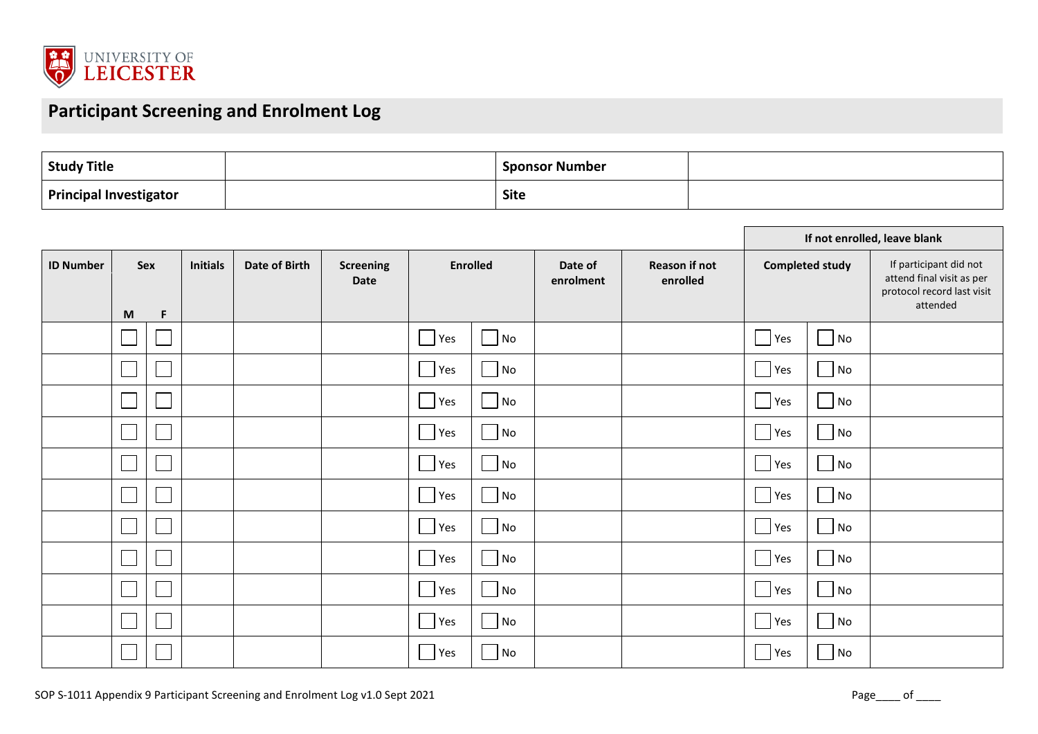# Participant Screening and Enrolment Log

| Study Title | | Sponsor Number | |
|---|---|---|---|
| Principal Investigator | | Site | |

| | | | | | | | | | | If not enrolled, leave blank | | |
|---|---|---|---|---|---|---|---|---|---|---|---|---|
| **ID Number** | **Sex** | | **Initials** | **Date of Birth** | **Screening Date** | **Enrolled** | | **Date of enrolment** | **Reason if not enrolled** | **Completed study** | | If participant did not attend final visit as per protocol record last visit attended |
| | M | F | | | | | | | | | | |
| | ☐ | ☐ | | | | ☐ Yes | ☐ No | | | ☐ Yes | ☐ No | |
| | ☐ | ☐ | | | | ☐ Yes | ☐ No | | | ☐ Yes | ☐ No | |
| | ☐ | ☐ | | | | ☐ Yes | ☐ No | | | ☐ Yes | ☐ No | |
| | ☐ | ☐ | | | | ☐ Yes | ☐ No | | | ☐ Yes | ☐ No | |
| | ☐ | ☐ | | | | ☐ Yes | ☐ No | | | ☐ Yes | ☐ No | |
| | ☐ | ☐ | | | | ☐ Yes | ☐ No | | | ☐ Yes | ☐ No | |
| | ☐ | ☐ | | | | ☐ Yes | ☐ No | | | ☐ Yes | ☐ No | |
| | ☐ | ☐ | | | | ☐ Yes | ☐ No | | | ☐ Yes | ☐ No | |
| | ☐ | ☐ | | | | ☐ Yes | ☐ No | | | ☐ Yes | ☐ No | |
| | ☐ | ☐ | | | | ☐ Yes | ☐ No | | | ☐ Yes | ☐ No | |
| | ☐ | ☐ | | | | ☐ Yes | ☐ No | | | ☐ Yes | ☐ No | |

SOP S-1011 Appendix 9 Participant Screening and Enrolment Log v1.0 Sept 2021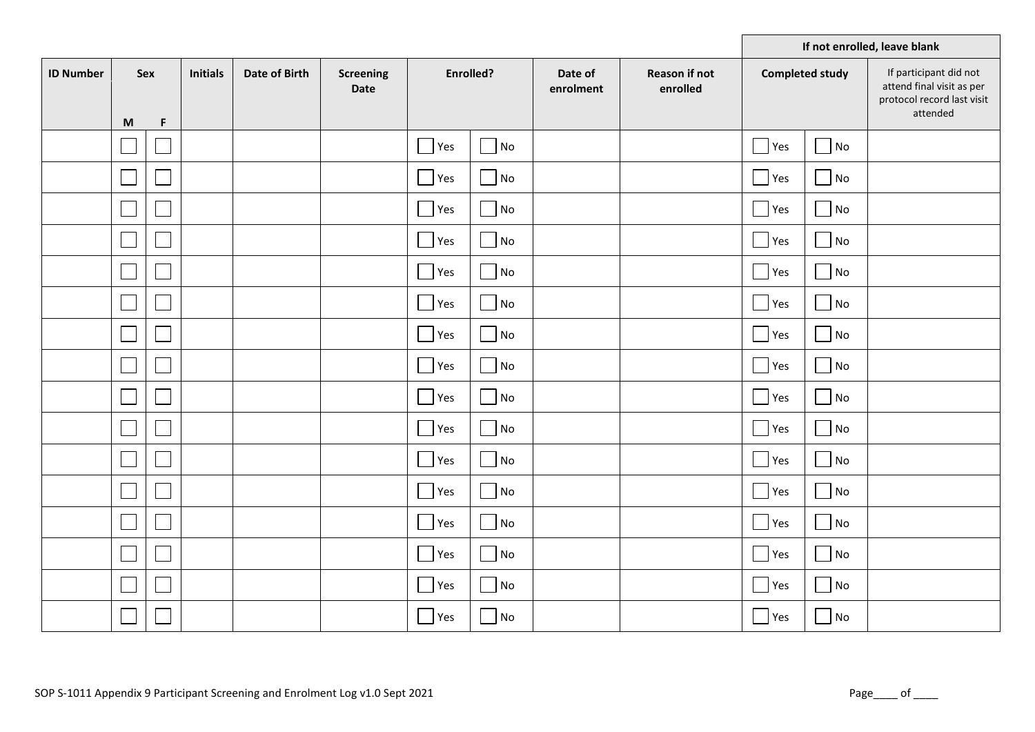| | | | | | | | | | | If not enrolled, leave blank | | |
|---|---|---|---|---|---|---|---|---|---|---|---|---|
| **ID Number** | **Sex** | | **Initials** | **Date of Birth** | **Screening Date** | **Enrolled?** | | **Date of enrolment** | **Reason if not enrolled** | **Completed study** | | If participant did not attend final visit as per protocol record last visit attended |
| | **M** | **F** | | | | | | | | | | |
| | ☐ | ☐ | | | | ☐ Yes | ☐ No | | | ☐ Yes | ☐ No | |
| | ☐ | ☐ | | | | ☐ Yes | ☐ No | | | ☐ Yes | ☐ No | |
| | ☐ | ☐ | | | | ☐ Yes | ☐ No | | | ☐ Yes | ☐ No | |
| | ☐ | ☐ | | | | ☐ Yes | ☐ No | | | ☐ Yes | ☐ No | |
| | ☐ | ☐ | | | | ☐ Yes | ☐ No | | | ☐ Yes | ☐ No | |
| | ☐ | ☐ | | | | ☐ Yes | ☐ No | | | ☐ Yes | ☐ No | |
| | ☐ | ☐ | | | | ☐ Yes | ☐ No | | | ☐ Yes | ☐ No | |
| | ☐ | ☐ | | | | ☐ Yes | ☐ No | | | ☐ Yes | ☐ No | |
| | ☐ | ☐ | | | | ☐ Yes | ☐ No | | | ☐ Yes | ☐ No | |
| | ☐ | ☐ | | | | ☐ Yes | ☐ No | | | ☐ Yes | ☐ No | |
| | ☐ | ☐ | | | | ☐ Yes | ☐ No | | | ☐ Yes | ☐ No | |
| | ☐ | ☐ | | | | ☐ Yes | ☐ No | | | ☐ Yes | ☐ No | |
| | ☐ | ☐ | | | | ☐ Yes | ☐ No | | | ☐ Yes | ☐ No | |
| | ☐ | ☐ | | | | ☐ Yes | ☐ No | | | ☐ Yes | ☐ No | |
| | ☐ | ☐ | | | | ☐ Yes | ☐ No | | | ☐ Yes | ☐ No | |
| | ☐ | ☐ | | | | ☐ Yes | ☐ No | | | ☐ Yes | ☐ No | |

SOP S-1011 Appendix 9 Participant Screening and Enrolment Log v1.0 Sept 2021

Page____ of ____